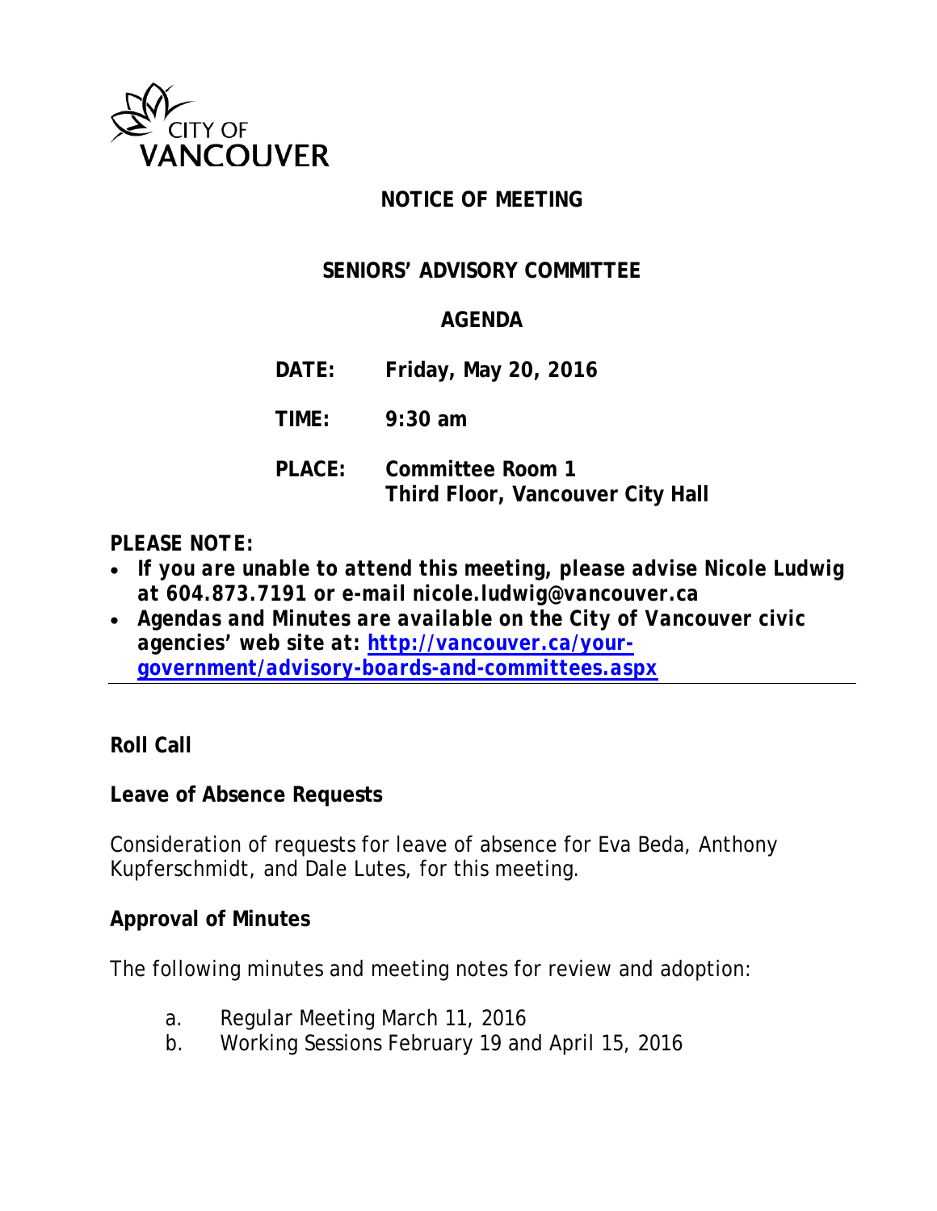CITY OF VANCOUVER

# NOTICE OF MEETING

## SENIORS' ADVISORY COMMITTEE

## AGENDA

**DATE:** **Friday, May 20, 2016**

**TIME:** **9:30 am**

**PLACE:** **Committee Room 1**
**Third Floor, Vancouver City Hall**

***PLEASE NOTE:***

- ***If you are unable to attend this meeting, please advise Nicole Ludwig at 604.873.7191 or e-mail nicole.ludwig@vancouver.ca***
- ***Agendas and Minutes are available on the City of Vancouver civic agencies' web site at: [http://vancouver.ca/your-government/advisory-boards-and-committees.aspx](http://vancouver.ca/your-government/advisory-boards-and-committees.aspx)***

---

**Roll Call**

**Leave of Absence Requests**

Consideration of requests for leave of absence for Eva Beda, Anthony Kupferschmidt, and Dale Lutes, for this meeting.

**Approval of Minutes**

The following minutes and meeting notes for review and adoption:

a. Regular Meeting March 11, 2016
b. Working Sessions February 19 and April 15, 2016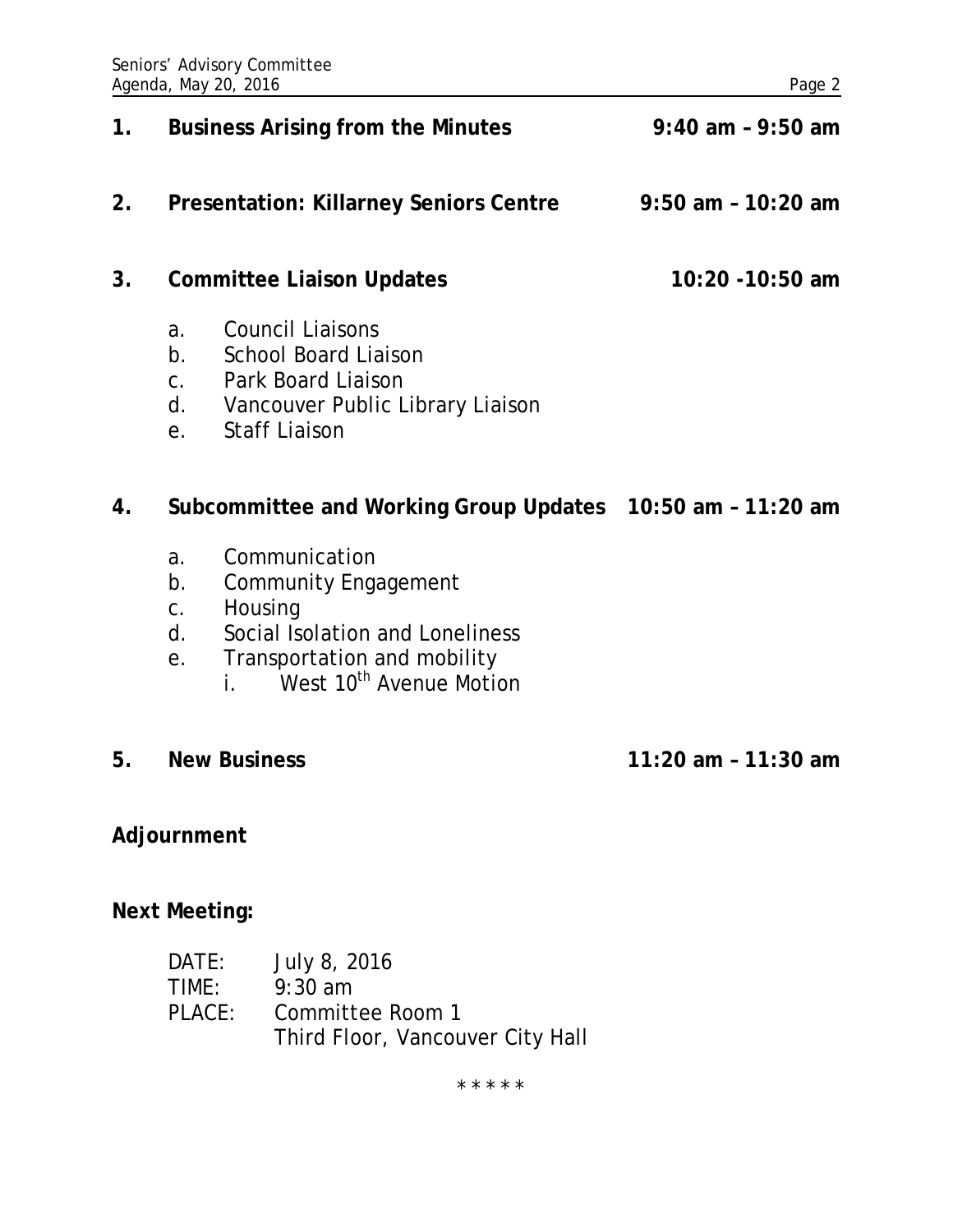**1. Business Arising from the Minutes** **9:40 am – 9:50 am**

**2. Presentation: Killarney Seniors Centre** **9:50 am – 10:20 am**

**3. Committee Liaison Updates** **10:20 -10:50 am**

a. Council Liaisons
b. School Board Liaison
c. Park Board Liaison
d. Vancouver Public Library Liaison
e. Staff Liaison

**4. Subcommittee and Working Group Updates** **10:50 am – 11:20 am**

a. Communication
b. Community Engagement
c. Housing
d. Social Isolation and Loneliness
e. Transportation and mobility
   i. West 10th Avenue Motion

**5. New Business** **11:20 am – 11:30 am**

**Adjournment**

**Next Meeting:**

DATE: July 8, 2016
TIME: 9:30 am
PLACE: Committee Room 1
Third Floor, Vancouver City Hall

* * * * *